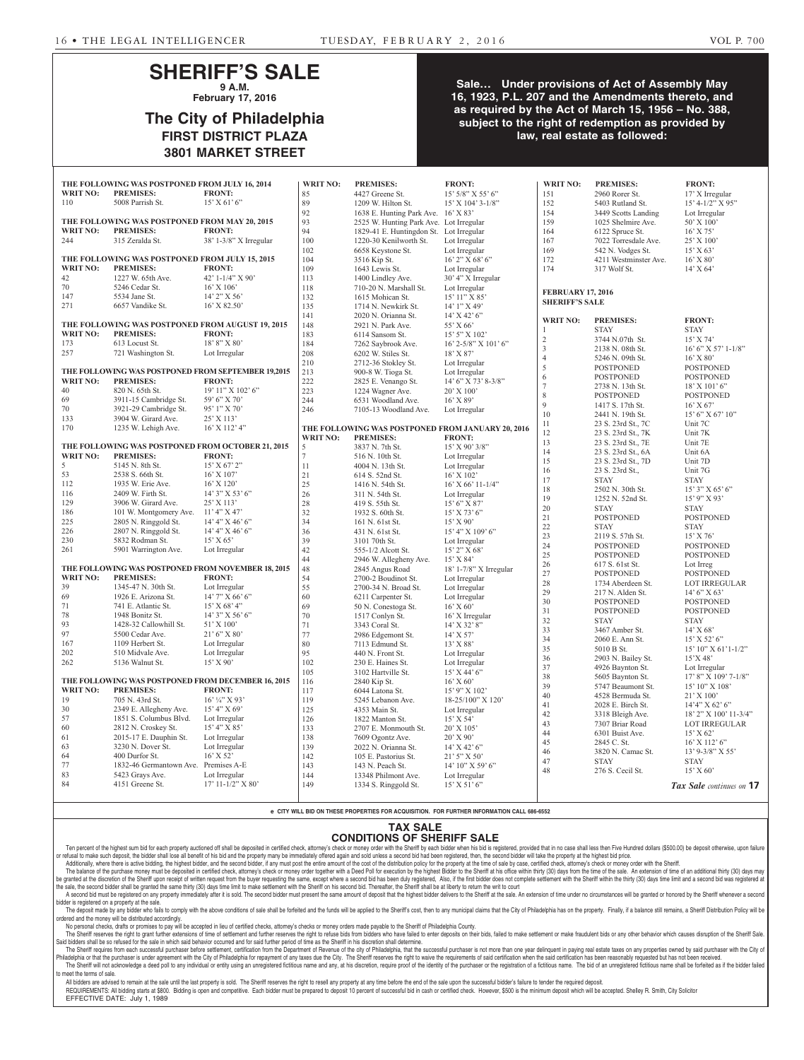# SHERIFF'S SALE

**9 A.M.**

**February 17, 2016**

## The City of Philadelphia

**FIRST DISTRICT PLAZA**

**3801 MARKET STREET**

**Sale… Under provisions of Act of Assembly May 16, 1923, P.L. 207 and the Amendments thereto, and as required by the Act of March 15, 1956 – No. 388, subject to the right of redemption as provided by law, real estate as followed:**

**THE FOLLOWING WAS POSTPONED FROM JULY 16, 2014**

| WRIT NO: | PREMISES: | FRONT: |
|---|---|---|
| 110 | 5008 Parrish St. | 15' X 61' 6" |

**THE FOLLOWING WAS POSTPONED FROM MAY 20, 2015**

| WRIT NO: | PREMISES: | FRONT: |
|---|---|---|
| 244 | 315 Zeralda St. | 38' 1-3/8" X Irregular |

**THE FOLLOWING WAS POSTPONED FROM JULY 15, 2015**

| WRIT NO: | PREMISES: | FRONT: |
|---|---|---|
| 42 | 1227 W. 65th Ave. | 42' 1-1/4" X 90' |
| 70 | 5246 Cedar St. | 16' X 106' |
| 147 | 5534 Jane St. | 14' 2" X 56' |
| 271 | 6657 Vandike St. | 16' X 82.50' |

**THE FOLLOWING WAS POSTPONED FROM AUGUST 19, 2015**

| WRIT NO: | PREMISES: | FRONT: |
|---|---|---|
| 173 | 613 Locust St. | 18' 8" X 80' |
| 257 | 721 Washington St. | Lot Irregular |

**THE FOLLOWING WAS POSTPONED FROM SEPTEMBER 19,2015**

| WRIT NO: | PREMISES: | FRONT: |
|---|---|---|
| 40 | 820 N. 65th St. | 19' 11" X 102' 6" |
| 69 | 3911-15 Cambridge St. | 59' 6" X 70' |
| 70 | 3921-29 Cambridge St. | 95' 1" X 70' |
| 133 | 3904 W. Girard Ave. | 25' X 113' |
| 170 | 1235 W. Lehigh Ave. | 16' X 112' 4" |

**THE FOLLOWING WAS POSTPONED FROM OCTOBER 21, 2015**

| WRIT NO: | PREMISES: | FRONT: |
|---|---|---|
| 5 | 5145 N. 8th St. | 15' X 67' 2" |
| 53 | 2538 S. 66th St. | 16' X 107' |
| 112 | 1935 W. Erie Ave. | 16' X 120' |
| 116 | 2409 W. Firth St. | 14' 3" X 53' 6" |
| 129 | 3906 W. Girard Ave. | 25' X 113' |
| 186 | 101 W. Montgomery Ave. | 11' 4" X 47' |
| 225 | 2805 N. Ringgold St. | 14' 4" X 46' 6" |
| 226 | 2807 N. Ringgold St. | 14' 4" X 46' 6" |
| 230 | 5832 Rodman St. | 15' X 65' |
| 261 | 5901 Warrington Ave. | Lot Irregular |

**THE FOLLOWING WAS POSTPONED FROM NOVEMBER 18, 2015**

| WRIT NO: | PREMISES: | FRONT: |
|---|---|---|
| 39 | 1345-47 N. 30th St. | Lot Irregular |
| 69 | 1926 E. Arizona St. | 14' 7" X 66' 6" |
| 71 | 741 E. Atlantic St. | 15' X 68' 4" |
| 78 | 1948 Bonitz St. | 14' 3" X 56' 6" |
| 93 | 1428-32 Callowhill St. | 51' X 100' |
| 97 | 5500 Cedar Ave. | 21' 6" X 80' |
| 167 | 1109 Herbert St. | Lot Irregular |
| 202 | 510 Midvale Ave. | Lot Irregular |
| 262 | 5136 Walnut St. | 15' X 90' |

**THE FOLLOWING WAS POSTPONED FROM DECEMBER 16, 2015**

| WRIT NO: | PREMISES: | FRONT: |
|---|---|---|
| 19 | 705 N. 43rd St. | 16' ¼" X 93' |
| 30 | 2349 E. Allegheny Ave. | 15' 4" X 69' |
| 57 | 1851 S. Columbus Blvd. | Lot Irregular |
| 60 | 2812 N. Croskey St. | 15' 4" X 85' |
| 61 | 2015-17 E. Dauphin St. | Lot Irregular |
| 63 | 3230 N. Dover St. | Lot Irregular |
| 64 | 400 Durfor St. | 16' X 52' |
| 77 | 1832-46 Germantown Ave. | Premises A-E |
| 83 | 5423 Grays Ave. | Lot Irregular |
| 84 | 4151 Greene St. | 17' 11-1/2" X 80' |
| 85 | 4427 Greene St. | 15' 5/8" X 55' 6" |
| 89 | 1209 W. Hilton St. | 15' X 104' 3-1/8" |
| 92 | 1638 E. Hunting Park Ave. | 16' X 83' |
| 93 | 2525 W. Hunting Park Ave. | Lot Irregular |
| 94 | 1829-41 E. Huntingdon St. | Lot Irregular |
| 100 | 1220-30 Kenilworth St. | Lot Irregular |
| 102 | 6658 Keystone St. | Lot Irregular |
| 104 | 3516 Kip St. | 16' 2" X 68' 6" |
| 109 | 1643 Lewis St. | Lot Irregular |
| 113 | 1400 Lindley Ave. | 30' 4" X Irregular |
| 118 | 710-20 N. Marshall St. | Lot Irregular |
| 132 | 1615 Mohican St. | 15' 11" X 85' |
| 135 | 1714 N. Newkirk St. | 14' 1" X 49' |
| 141 | 2020 N. Orianna St. | 14' X 42' 6" |
| 148 | 2921 N. Park Ave. | 55' X 66' |
| 183 | 6114 Sansom St. | 15' 5" X 102' |
| 184 | 7262 Saybrook Ave. | 16' 2-5/8" X 101' 6" |
| 208 | 6202 W. Stiles St. | 18' X 87' |
| 210 | 2712-36 Stokley St. | Lot Irregular |
| 213 | 900-8 W. Tioga St. | Lot Irregular |
| 222 | 2825 E. Venango St. | 14' 6" X 73' 8-3/8" |
| 223 | 1224 Wagner Ave. | 20' X 100' |
| 244 | 6531 Woodland Ave. | 16' X 89' |
| 246 | 7105-13 Woodland Ave. | Lot Irregular |

**THE FOLLOWING WAS POSTPONED FROM JANUARY 20, 2016**

| WRIT NO: | PREMISES: | FRONT: |
|---|---|---|
| 5 | 3837 N. 7th St. | 15' X 90' 3/8" |
| 7 | 516 N. 10th St. | Lot Irregular |
| 11 | 4004 N. 13th St. | Lot Irregular |
| 21 | 614 S. 52nd St. | 16' X 102' |
| 25 | 1416 N. 54th St. | 16' X 66' 11-1/4" |
| 26 | 311 N. 54th St. | Lot Irregular |
| 28 | 419 S. 55th St. | 15' 6" X 87' |
| 32 | 1932 S. 60th St. | 15' X 73' 6" |
| 34 | 161 N. 61st St. | 15' X 90' |
| 36 | 431 N. 61st St. | 15' 4" X 109' 6" |
| 39 | 3101 70th St. | Lot Irregular |
| 42 | 555-1/2 Alcott St. | 15' 2" X 68' |
| 44 | 2946 W. Allegheny Ave. | 15' X 84' |
| 48 | 2845 Angus Road | 18' 1-7/8" X Irregular |
| 54 | 2700-2 Boudinot St. | Lot Irregular |
| 55 | 2700-34 N. Broad St. | Lot Irregular |
| 60 | 6211 Carpenter St. | Lot Irregular |
| 69 | 50 N. Conestoga St. | 16' X 60' |
| 70 | 1517 Conlyn St. | 16' X Irregular |
| 71 | 3343 Coral St. | 14' X 32' 8" |
| 77 | 2986 Edgemont St. | 14' X 57' |
| 80 | 7113 Edmund St. | 13' X 88' |
| 95 | 440 N. Front St. | Lot Irregular |
| 102 | 230 E. Haines St. | Lot Irregular |
| 105 | 3102 Hartville St. | 15' X 44' 6" |
| 116 | 2840 Kip St. | 16' X 60' |
| 117 | 6044 Latona St. | 15' 9" X 102' |
| 119 | 5245 Lebanon Ave. | 18-25/100" X 120' |
| 125 | 4353 Main St. | Lot Irregular |
| 126 | 1822 Manton St. | 15' X 54' |
| 133 | 2707 E. Monmouth St. | 20' X 105' |
| 138 | 7609 Ogontz Ave. | 20' X 90' |
| 139 | 2022 N. Orianna St. | 14' X 42' 6" |
| 142 | 105 E. Pastorius St. | 21' 5" X 50' |
| 143 | 143 N. Peach St. | 14' 10" X 59' 6" |
| 144 | 13348 Philmont Ave. | Lot Irregular |
| 149 | 1334 S. Ringgold St. | 15' X 51' 6" |
| 151 | 2960 Rorer St. | 17' X Irregular |
| 152 | 5403 Rutland St. | 15' 4-1/2" X 95" |
| 154 | 3449 Scotts Landing | Lot Irregular |
| 159 | 1025 Shelmire Ave. | 50' X 100' |
| 164 | 6122 Spruce St. | 16' X 75' |
| 167 | 7022 Torresdale Ave. | 25' X 100' |
| 169 | 542 N. Vodges St. | 15' X 63' |
| 172 | 4211 Westminster Ave. | 16' X 80' |
| 174 | 317 Wolf St. | 14' X 64' |

**FEBRUARY 17, 2016**
**SHERIFF'S SALE**

| WRIT NO: | PREMISES: | FRONT: |
|---|---|---|
| 1 | STAY | STAY |
| 2 | 3744 N.07th St. | 15' X 74' |
| 3 | 2138 N. 08th St. | 16' 6" X 57' 1-1/8" |
| 4 | 5246 N. 09th St. | 16' X 80' |
| 5 | POSTPONED | POSTPONED |
| 6 | POSTPONED | POSTPONED |
| 7 | 2738 N. 13th St. | 18' X 101' 6" |
| 8 | POSTPONED | POSTPONED |
| 9 | 1417 S. 17th St. | 16' X 67' |
| 10 | 2441 N. 19th St. | 15' 6" X 67' 10" |
| 11 | 23 S. 23rd St., 7C | Unit 7C |
| 12 | 23 S. 23rd St., 7K | Unit 7K |
| 13 | 23 S. 23rd St., 7E | Unit 7E |
| 14 | 23 S. 23rd St., 6A | Unit 6A |
| 15 | 23 S. 23rd St., 7D | Unit 7D |
| 16 | 23 S. 23rd St., | Unit 7G |
| 17 | STAY | STAY |
| 18 | 2502 N. 30th St. | 15' 3" X 65' 6" |
| 19 | 1252 N. 52nd St. | 15' 9" X 93' |
| 20 | STAY | STAY |
| 21 | POSTPONED | POSTPONED |
| 22 | STAY | STAY |
| 23 | 2119 S. 57th St. | 15' X 76' |
| 24 | POSTPONED | POSTPONED |
| 25 | POSTPONED | POSTPONED |
| 26 | 617 S. 61st St. | Lot Irreg |
| 27 | POSTPONED | POSTPONED |
| 28 | 1734 Aberdeen St. | LOT IRREGULAR |
| 29 | 217 N. Alden St. | 14' 6" X 63' |
| 30 | POSTPONED | POSTPONED |
| 31 | POSTPONED | POSTPONED |
| 32 | STAY | STAY |
| 33 | 3467 Amber St. | 14' X 68' |
| 34 | 2060 E. Ann St. | 15' X 52' 6" |
| 35 | 5010 B St. | 15' 10" X 61'1-1/2" |
| 36 | 2903 N. Bailey St. | 15'X 48' |
| 37 | 4926 Baynton St. | Lot Irregular |
| 38 | 5605 Baynton St. | 17' 8" X 109' 7-1/8" |
| 39 | 5747 Beaumont St. | 15' 10" X 108' |
| 40 | 4528 Bermuda St. | 21' X 100' |
| 41 | 2028 E. Birch St. | 14'4" X 62' 6" |
| 42 | 3318 Bleigh Ave. | 18' 2" X 100' 11-3/4" |
| 43 | 7307 Briar Road | LOT IRREGULAR |
| 44 | 6301 Buist Ave. | 15' X 62' |
| 45 | 2845 C. St. | 16' X 112' 6" |
| 46 | 3820 N. Camac St. | 13' 9-3/8" X 55' |
| 47 | STAY | STAY |
| 48 | 276 S. Cecil St. | 15' X 60' |

*Tax Sale continues on* **17**

**e CITY WILL BID ON THESE PROPERTIES FOR ACQUISITION. FOR FURTHER INFORMATION CALL 686-6552**

## TAX SALE
## CONDITIONS OF SHERIFF SALE

Ten percent of the highest sum bid for each property auctioned off shall be deposited in certified check, attorney's check or money order with the Sheriff by each bidder when his bid is registered, provided that in no case shall less then Five Hundred dollars ($500.00) be deposit otherwise, upon failure or refusal to make such deposit, the bidder shall lose all benefit of his bid and the property many be immediately offered again and sold unless a second bid had been registered, then, the second bidder will take the property at the highest bid price.

Additionally, where there is active bidding, the highest bidder, and the second bidder, if any must post the entire amount of the cost of the distribution policy for the property at the time of sale by case, certified check, attorney's check or money order with the Sheriff.

The balance of the purchase money must be deposited in certified check, attorney's check or money order together with a Deed Poll for execution by the highest Bidder to the Sheriff at his office within thirty (30) days from the time of the sale. An extension of time of an additional thirty (30) days may be granted at the discretion of the Sheriff upon receipt of written request from the buyer requesting the same, except where a second bid has been duly registered, Also, if the first bidder does not complete settlement with the Sheriff within the thirty (30) days time limit and a second bid was registered at the sale, the second bidder shall be granted the same thirty (30) days time limit to make settlement with the Sheriff on his second bid. Thereafter, the Sheriff shall be at liberty to return the writ to court

A second bid must be registered on any property immediately after it is sold. The second bidder must present the same amount of deposit that the highest bidder delivers to the Sheriff at the sale. An extension of time under no circumstances will be granted or honored by the Sheriff whenever a second bidder is registered on a property at the sale.

The deposit made by any bidder who fails to comply with the above conditions of sale shall be forfeited and the funds will be applied to the Sheriff's cost, then to any municipal claims that the City of Philadelphia has on the property. Finally, if a balance still remains, a Sheriff Distribution Policy will be ordered and the money will be distributed accordingly.

No personal checks, drafts or promises to pay will be accepted in lieu of certified checks, attorney's checks or money orders made payable to the Sheriff of Philadelphia County.

The Sheriff reserves the right to grant further extensions of time of settlement and further reserves the right to refuse bids from bidders who have failed to enter deposits on their bids, failed to make settlement or make fraudulent bids or any other behavior which causes disruption of the Sheriff Sale. Said bidders shall be so refused for the sale in which said behavior occurred and for said further period of time as the Sheriff in his discretion shall determine.

The Sheriff requires from each successful purchaser before settlement, certification from the Department of Revenue of the city of Philadelphia, that the successful purchaser is not more than one year delinquent in paying real estate taxes on any properties owned by said purchaser with the City of Philadelphia or that the purchaser is under agreement with the City of Philadelphia for repayment of any taxes due the City. The Sheriff reserves the right to waive the requirements of said certification when the said certification has been reasonably requested but has not been received.

The Sheriff will not acknowledge a deed poll to any individual or entity using an unregistered fictitious name and any, at his discretion, require proof of the identity of the purchaser or the registration of a fictitious name. The bid of an unregistered fictitious name shall be forfeited as if the bidder failed to meet the terms of sale.

All bidders are advised to remain at the sale until the last property is sold. The Sheriff reserves the right to resell any property at any time before the end of the sale upon the successful bidder's failure to tender the required deposit.

REQUIREMENTS: All bidding starts at $800. Bidding is open and competitive. Each bidder must be prepared to deposit 10 percent of successful bid in cash or certified check. However, $500 is the minimum deposit which will be accepted. Shelley R. Smith, City Solicitor

EFFECTIVE DATE: July 1, 1989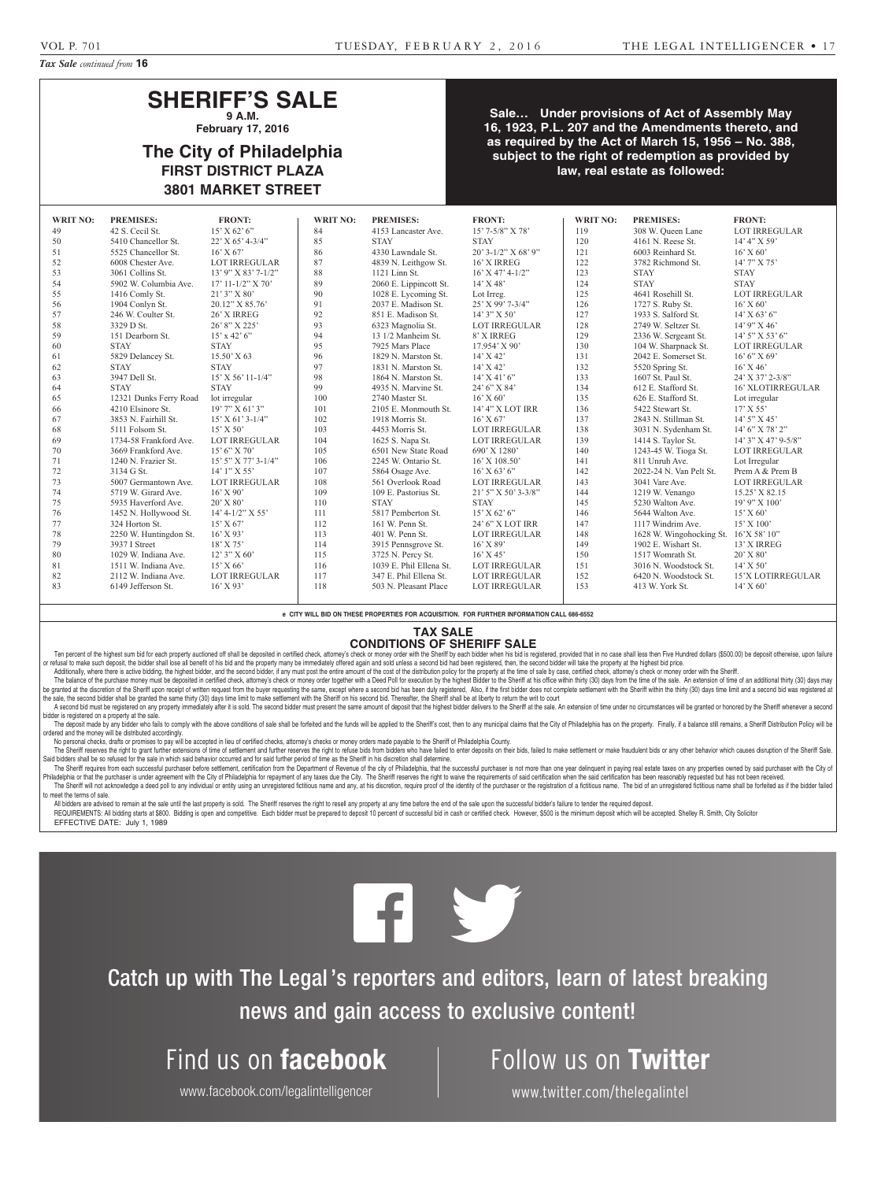*Tax Sale continued from* **16**

# SHERIFF'S SALE

**9 A.M.**

**February 17, 2016**

## The City of Philadelphia

**FIRST DISTRICT PLAZA**

**3801 MARKET STREET**

**Sale… Under provisions of Act of Assembly May 16, 1923, P.L. 207 and the Amendments thereto, and as required by the Act of March 15, 1956 – No. 388, subject to the right of redemption as provided by law, real estate as followed:**

| WRIT NO: | PREMISES: | FRONT: |
|---|---|---|
| 49 | 42 S. Cecil St. | 15' X 62' 6" |
| 50 | 5410 Chancellor St. | 22' X 65' 4-3/4" |
| 51 | 5525 Chancellor St. | 16' X 67' |
| 52 | 6008 Chester Ave. | LOT IRREGULAR |
| 53 | 3061 Collins St. | 13' 9" X 83' 7-1/2" |
| 54 | 5902 W. Columbia Ave. | 17' 11-1/2" X 70' |
| 55 | 1416 Comly St. | 21' 3" X 80' |
| 56 | 1904 Conlyn St. | 20.12" X 85.76' |
| 57 | 246 W. Coulter St. | 26' X IRREG |
| 58 | 3329 D St. | 26' 8" X 225' |
| 59 | 151 Dearborn St. | 15' x 42' 6" |
| 60 | STAY | STAY |
| 61 | 5829 Delancey St. | 15.50' X 63 |
| 62 | STAY | STAY |
| 63 | 3947 Dell St. | 15' X 56' 11-1/4" |
| 64 | STAY | STAY |
| 65 | 12321 Dunks Ferry Road | lot irregular |
| 66 | 4210 Elsinore St. | 19' 7" X 61' 3" |
| 67 | 3853 N. Fairhill St. | 15' X 61' 3-1/4" |
| 68 | 5111 Folsom St. | 15' X 50' |
| 69 | 1734-58 Frankford Ave. | LOT IRREGULAR |
| 70 | 3669 Frankford Ave. | 15' 6" X 70' |
| 71 | 1240 N. Frazier St. | 15' 5" X 77' 3-1/4" |
| 72 | 3134 G St. | 14' 1" X 55' |
| 73 | 5007 Germantown Ave. | LOT IRREGULAR |
| 74 | 5719 W. Girard Ave. | 16' X 90' |
| 75 | 5935 Haverford Ave. | 20' X 80' |
| 76 | 1452 N. Hollywood St. | 14' 4-1/2" X 55' |
| 77 | 324 Horton St. | 15' X 67' |
| 78 | 2250 W. Huntingdon St. | 16' X 93' |
| 79 | 3937 I Street | 18' X 75' |
| 80 | 1029 W. Indiana Ave. | 12' 3" X 60' |
| 81 | 1511 W. Indiana Ave. | 15' X 66' |
| 82 | 2112 W. Indiana Ave. | LOT IRREGULAR |
| 83 | 6149 Jefferson St. | 16' X 93' |
| 84 | 4153 Lancaster Ave. | 15' 7-5/8" X 78' |
| 85 | STAY | STAY |
| 86 | 4330 Lawndale St. | 20' 3-1/2" X 68' 9" |
| 87 | 4839 N. Leithgow St. | 16' X IRREG |
| 88 | 1121 Linn St. | 16' X 47' 4-1/2" |
| 89 | 2060 E. Lippincott St. | 14' X 48' |
| 90 | 1028 E. Lycoming St. | Lot Irreg. |
| 91 | 2037 E. Madison St. | 25' X 99' 7-3/4" |
| 92 | 851 E. Madison St. | 14' 3" X 50' |
| 93 | 6323 Magnolia St. | LOT IRREGULAR |
| 94 | 13 1/2 Manheim St. | 8' X IRREG |
| 95 | 7925 Mars Place | 17.954' X 90' |
| 96 | 1829 N. Marston St. | 14' X 42' |
| 97 | 1831 N. Marston St. | 14' X 42' |
| 98 | 1864 N. Marston St. | 14' X 41' 6" |
| 99 | 4935 N. Marvine St. | 24' 6" X 84' |
| 100 | 2740 Master St. | 16' X 60' |
| 101 | 2105 E. Monmouth St. | 14' 4" X LOT IRR |
| 102 | 1918 Morris St. | 16' X 67' |
| 103 | 4453 Morris St. | LOT IRREGULAR |
| 104 | 1625 S. Napa St. | LOT IRREGULAR |
| 105 | 6501 New State Road | 690' X 1280' |
| 106 | 2245 W. Ontario St. | 16' X 108.50' |
| 107 | 5864 Osage Ave. | 16' X 63' 6" |
| 108 | 561 Overlook Road | LOT IRREGULAR |
| 109 | 109 E. Pastorius St. | 21' 5" X 50' 3-3/8" |
| 110 | STAY | STAY |
| 111 | 5817 Pemberton St. | 15' X 62' 6" |
| 112 | 161 W. Penn St. | 24' 6" X LOT IRR |
| 113 | 401 W. Penn St. | LOT IRREGULAR |
| 114 | 3915 Pennsgrove St. | 16' X 89' |
| 115 | 3725 N. Percy St. | 16' X 45' |
| 116 | 1039 E. Phil Ellena St. | LOT IRREGULAR |
| 117 | 347 E. Phil Ellena St. | LOT IRREGULAR |
| 118 | 503 N. Pleasant Place | LOT IRREGULAR |
| 119 | 308 W. Queen Lane | LOT IRREGULAR |
| 120 | 4161 N. Reese St. | 14' 4" X 59' |
| 121 | 6003 Reinhard St. | 16' X 60' |
| 122 | 3782 Richmond St. | 14' 7" X 75' |
| 123 | STAY | STAY |
| 124 | STAY | STAY |
| 125 | 4641 Rosehill St. | LOT IRREGULAR |
| 126 | 1727 S. Ruby St. | 16' X 60' |
| 127 | 1933 S. Salford St. | 14' X 63' 6" |
| 128 | 2749 W. Seltzer St. | 14' 9" X 46' |
| 129 | 2336 W. Sergeant St. | 14' 5" X 53' 6" |
| 130 | 104 W. Sharpnack St. | LOT IRREGULAR |
| 131 | 2042 E. Somerset St. | 16' 6" X 69' |
| 132 | 5520 Spring St. | 16' X 46' |
| 133 | 1607 St. Paul St. | 24' X 37' 2-3/8" |
| 134 | 612 E. Stafford St. | 16' XLOTIRREGULAR |
| 135 | 626 E. Stafford St. | Lot irregular |
| 136 | 5422 Stewart St. | 17' X 55' |
| 137 | 2843 N. Stillman St. | 14' 5" X 45' |
| 138 | 3031 N. Sydenham St. | 14' 6" X 78' 2" |
| 139 | 1414 S. Taylor St. | 14' 3" X 47' 9-5/8" |
| 140 | 1243-45 W. Tioga St. | LOT IRREGULAR |
| 141 | 811 Unruh Ave. | Lot Irregular |
| 142 | 2022-24 N. Van Pelt St. | Prem A & Prem B |
| 143 | 3041 Vare Ave. | LOT IRREGULAR |
| 144 | 1219 W. Venango | 15.25' X 82.15 |
| 145 | 5230 Walton Ave. | 19' 9" X 100' |
| 146 | 5644 Walton Ave. | 15' X 60' |
| 147 | 1117 Windrim Ave. | 15' X 100' |
| 148 | 1628 W. Wingohocking St. | 16'X 58' 10" |
| 149 | 1902 E. Wishart St. | 13' X IRREG |
| 150 | 1517 Womrath St. | 20' X 80' |
| 151 | 3016 N. Woodstock St. | 14' X 50' |
| 152 | 6420 N. Woodstock St. | 15'X LOTIRREGULAR |
| 153 | 413 W. York St. | 14' X 60' |

**e CITY WILL BID ON THESE PROPERTIES FOR ACQUISITION. FOR FURTHER INFORMATION CALL 686-6552**

## TAX SALE
## CONDITIONS OF SHERIFF SALE

Ten percent of the highest sum bid for each property auctioned off shall be deposited in certified check, attorney's check or money order with the Sheriff by each bidder when his bid is registered, provided that in no case shall less then Five Hundred dollars ($500.00) be deposit otherwise, upon failure or refusal to make such deposit, the bidder shall lose all benefit of his bid and the property many be immediately offered again and sold unless a second bid had been registered, then, the second bidder will take the property at the highest bid price.

Additionally, where there is active bidding, the highest bidder, and the second bidder, if any must post the entire amount of the cost of the distribution policy for the property at the time of sale by case, certified check, attorney's check or money order with the Sheriff.

The balance of the purchase money must be deposited in certified check, attorney's check or money order together with a Deed Poll for execution by the highest Bidder to the Sheriff at his office within thirty (30) days from the time of the sale. An extension of time of an additional thirty (30) days may be granted at the discretion of the Sheriff upon receipt of written request from the buyer requesting the same, except where a second bid has been duly registered, Also, if the first bidder does not complete settlement with the Sheriff within the thirty (30) days time limit and a second bid was registered at the sale, the second bidder shall be granted the same thirty (30) days time limit to make settlement with the Sheriff on his second bid. Thereafter, the Sheriff shall be at liberty to return the writ to court

A second bid must be registered on any property immediately after it is sold. The second bidder must present the same amount of deposit that the highest bidder delivers to the Sheriff at the sale. An extension of time under no circumstances will be granted or honored by the Sheriff whenever a second bidder is registered on a property at the sale.

The deposit made by any bidder who fails to comply with the above conditions of sale shall be forfeited and the funds will be applied to the Sheriff's cost, then to any municipal claims that the City of Philadelphia has on the property. Finally, if a balance still remains, a Sheriff Distribution Policy will be ordered and the money will be distributed accordingly.

No personal checks, drafts or promises to pay will be accepted in lieu of certified checks, attorney's checks or money orders made payable to the Sheriff of Philadelphia County.

The Sheriff reserves the right to grant further extensions of time of settlement and further reserves the right to refuse bids from bidders who have failed to enter deposits on their bids, failed to make settlement or make fraudulent bids or any other behavior which causes disruption of the Sheriff Sale. Said bidders shall be so refused for the sale in which said behavior occurred and for said further period of time as the Sheriff in his discretion shall determine.

The Sheriff requires from each successful purchaser before settlement, certification from the Department of Revenue of the city of Philadelphia, that the successful purchaser is not more than one year delinquent in paying real estate taxes on any properties owned by said purchaser with the City of Philadelphia or that the purchaser is under agreement with the City of Philadelphia for repayment of any taxes due the City. The Sheriff reserves the right to waive the requirements of said certification when the said certification has been reasonably requested but has not been received.

The Sheriff will not acknowledge a deed poll to any individual or entity using an unregistered fictitious name and any, at his discretion, require proof of the identity of the purchaser or the registration of a fictitious name. The bid of an unregistered fictitious name shall be forfeited as if the bidder failed to meet the terms of sale.

All bidders are advised to remain at the sale until the last property is sold. The Sheriff reserves the right to resell any property at any time before the end of the sale upon the successful bidder's failure to tender the required deposit.

REQUIREMENTS: All bidding starts at $800. Bidding is open and competitive. Each bidder must be prepared to deposit 10 percent of successful bid in cash or certified check. However, $500 is the minimum deposit which will be accepted. Shelley R. Smith, City Solicitor

EFFECTIVE DATE: July 1, 1989

Catch up with The Legal's reporters and editors, learn of latest breaking news and gain access to exclusive content!

Find us on **facebook**

www.facebook.com/legalintelligencer

Follow us on **Twitter**

www.twitter.com/thelegalintel